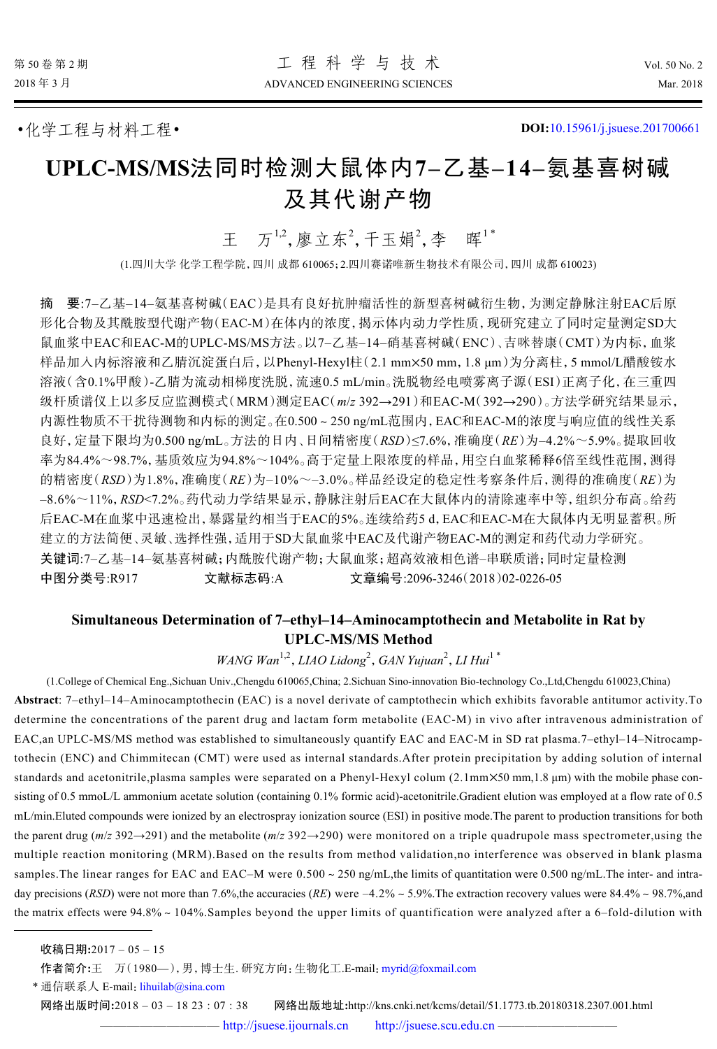•化学工程与材料工程•

**DOI:**10.15961/j.jsuese.201700661

# UPLC-MS/MS法同时检测大鼠体内7–乙基–14–氨基喜树碱及其代谢产物

王　万[1,2], 廖立东[2], 干玉娟[2], 李　晖[1*]

(1.四川大学 化学工程学院, 四川 成都 610065; 2.四川赛诺唯新生物技术有限公司, 四川 成都 610023)

**摘　要**:7–乙基–14–氨基喜树碱(EAC)是具有良好抗肿瘤活性的新型喜树碱衍生物, 为测定静脉注射EAC后原形化合物及其酰胺型代谢产物(EAC-M)在体内的浓度, 揭示体内动力学性质, 现研究建立了同时定量测定SD大鼠血浆中EAC和EAC-M的UPLC-MS/MS方法。以7–乙基–14–硝基喜树碱(ENC)、吉咪替康(CMT)为内标, 血浆样品加入内标溶液和乙腈沉淀蛋白后, 以Phenyl-Hexyl柱(2.1 mm×50 mm, 1.8 μm)为分离柱, 5 mmol/L醋酸铵水溶液(含0.1%甲酸)-乙腈为流动相梯度洗脱, 流速0.5 mL/min。洗脱物经电喷雾离子源(ESI)正离子化, 在三重四级杆质谱仪上以多反应监测模式(MRM)测定EAC(*m/z* 392→291)和EAC-M(392→290)。方法学研究结果显示, 内源性物质不干扰待测物和内标的测定。在0.500 ~ 250 ng/mL范围内, EAC和EAC-M的浓度与响应值的线性关系良好, 定量下限均为0.500 ng/mL。方法的日内、日间精密度(*RSD*)≤7.6%, 准确度(*RE*)为–4.2%～5.9%。提取回收率为84.4%～98.7%, 基质效应为94.8%～104%。高于定量上限浓度的样品, 用空白血浆稀释6倍至线性范围, 测得的精密度(*RSD*)为1.8%, 准确度(*RE*)为–10%～–3.0%。样品经设定的稳定性考察条件后, 测得的准确度(*RE*)为–8.6%～11%, *RSD*<7.2%。药代动力学结果显示, 静脉注射后EAC在大鼠体内的清除速率中等, 组织分布高。给药后EAC-M在血浆中迅速检出, 暴露量约相当于EAC的5%。连续给药5 d, EAC和EAC-M在大鼠体内无明显蓄积。所建立的方法简便、灵敏、选择性强, 适用于SD大鼠血浆中EAC及代谢产物EAC-M的测定和药代动力学研究。

**关键词**:7–乙基–14–氨基喜树碱; 内酰胺代谢产物; 大鼠血浆; 超高效液相色谱–串联质谱; 同时定量检测

**中图分类号**:R917　　　**文献标志码**:A　　　**文章编号**:2096-3246(2018)02-0226-05

## Simultaneous Determination of 7–ethyl–14–Aminocamptothecin and Metabolite in Rat by UPLC-MS/MS Method

*WANG Wan*[1,2], *LIAO Lidong*[2], *GAN Yujuan*[2], *LI Hui*[1*]

(1.College of Chemical Eng.,Sichuan Univ.,Chengdu 610065,China; 2.Sichuan Sino-innovation Bio-technology Co.,Ltd,Chengdu 610023,China)

**Abstract**: 7–ethyl–14–Aminocamptothecin (EAC) is a novel derivate of camptothecin which exhibits favorable antitumor activity.To determine the concentrations of the parent drug and lactam form metabolite (EAC-M) in vivo after intravenous administration of EAC,an UPLC-MS/MS method was established to simultaneously quantify EAC and EAC-M in SD rat plasma.7–ethyl–14–Nitrocamptothecin (ENC) and Chimmitecan (CMT) were used as internal standards.After protein precipitation by adding solution of internal standards and acetonitrile,plasma samples were separated on a Phenyl-Hexyl colum (2.1mm×50 mm,1.8 μm) with the mobile phase consisting of 0.5 mmoL/L ammonium acetate solution (containing 0.1% formic acid)-acetonitrile.Gradient elution was employed at a flow rate of 0.5 mL/min.Eluted compounds were ionized by an electrospray ionization source (ESI) in positive mode.The parent to production transitions for both the parent drug (*m/z* 392→291) and the metabolite (*m/z* 392→290) were monitored on a triple quadrupole mass spectrometer,using the multiple reaction monitoring (MRM).Based on the results from method validation,no interference was observed in blank plasma samples.The linear ranges for EAC and EAC–M were 0.500 ~ 250 ng/mL,the limits of quantitation were 0.500 ng/mL.The inter- and intra-day precisions (*RSD*) were not more than 7.6%,the accuracies (*RE*) were –4.2% ~ 5.9%.The extraction recovery values were 84.4% ~ 98.7%,and the matrix effects were 94.8% ~ 104%.Samples beyond the upper limits of quantification were analyzed after a 6–fold-dilution with

---

**收稿日期:**2017 – 05 – 15

**作者简介:**王　万(1980—),男,博士生. 研究方向:生物化工.E-mail: myrid@foxmail.com

\* 通信联系人 E-mail: lihuilab@sina.com

**网络出版时间:**2018 – 03 – 18 23 : 07 : 38　　**网络出版地址:**http://kns.cnki.net/kcms/detail/51.1773.tb.20180318.2307.001.html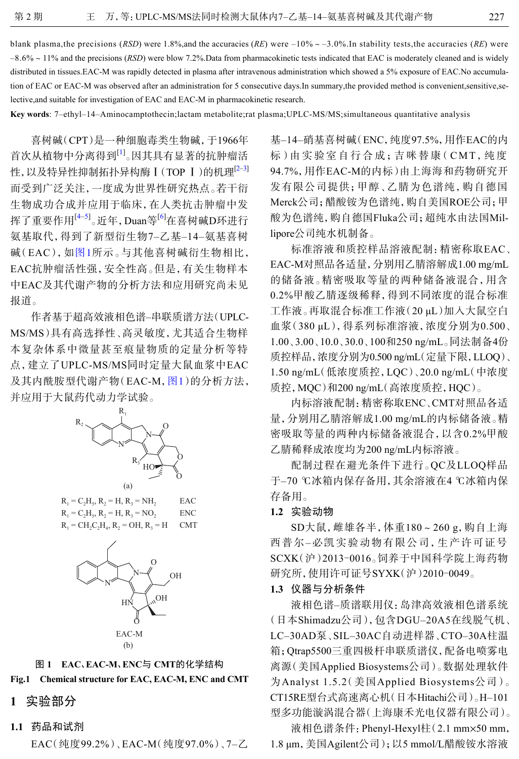blank plasma,the precisions (*RSD*) were 1.8%,and the accuracies (*RE*) were –10% ~ –3.0%.In stability tests,the accuracies (*RE*) were –8.6% ~ 11% and the precisions (*RSD*) were blow 7.2%.Data from pharmacokinetic tests indicated that EAC is moderately cleaned and is widely distributed in tissues.EAC-M was rapidly detected in plasma after intravenous administration which showed a 5% exposure of EAC.No accumulation of EAC or EAC-M was observed after an administration for 5 consecutive days.In summary,the provided method is convenient,sensitive,selective,and suitable for investigation of EAC and EAC-M in pharmacokinetic research.

**Key words**: 7–ethyl–14–Aminocamptothecin;lactam metabolite;rat plasma;UPLC-MS/MS;simultaneous quantitative analysis

喜树碱(CPT)是一种细胞毒类生物碱，于1966年首次从植物中分离得到[1]。因其具有显著的抗肿瘤活性，以及特异性抑制拓扑异构酶Ⅰ(TOP Ⅰ)的机理[2–3]而受到广泛关注，一度成为世界性研究热点。若干衍生物成功合成并应用于临床，在人类抗击肿瘤中发挥了重要作用[4–5]。近年，Duan等[6]在喜树碱D环进行氨基取代，得到了新型衍生物7–乙基–14–氨基喜树碱(EAC)，如图1所示。与其他喜树碱衍生物相比，EAC抗肿瘤活性强，安全性高。但是，有关生物样本中EAC及其代谢产物的分析方法和应用研究尚未见报道。

作者基于超高效液相色谱–串联质谱方法(UPLC-MS/MS)具有高选择性、高灵敏度，尤其适合生物样本复杂体系中微量甚至痕量物质的定量分析等特点，建立了UPLC-MS/MS同时定量大鼠血浆中EAC及其内酰胺型代谢产物(EAC-M，图1)的分析方法，并应用于大鼠药代动力学试验。

(a)

$R_1 = C_2H_5$, $R_2 = H$, $R_3 = NH_2$　　EAC
$R_1 = C_2H_5$, $R_2 = H$, $R_3 = NO_2$　　ENC
$R_1 = CH_2C_2H_4$, $R_2 = OH$, $R_3 = H$　　CMT

EAC-M
(b)

**图1　EAC、EAC-M、ENC与CMT的化学结构**
**Fig.1　Chemical structure for EAC, EAC-M, ENC and CMT**

## 1　实验部分

### 1.1　药品和试剂

EAC(纯度99.2%)、EAC-M(纯度97.0%)、7–乙基–14–硝基喜树碱(ENC，纯度97.5%，用作EAC的内标)由实验室自行合成；吉咪替康(CMT，纯度94.7%，用作EAC-M的内标)由上海海和药物研究开发有限公司提供；甲醇、乙腈为色谱纯，购自德国Merck公司；醋酸铵为色谱纯，购自美国ROE公司；甲酸为色谱纯，购自德国Fluka公司；超纯水由法国Millipore公司纯水机制备。

标准溶液和质控样品溶液配制：精密称取EAC、EAC-M对照品各适量，分别用乙腈溶解成1.00 mg/mL的储备液。精密吸取等量的两种储备液混合，用含0.2%甲酸乙腈逐级稀释，得到不同浓度的混合标准工作液。再取混合标准工作液(20 μL)加入大鼠空白血浆(380 μL)，得系列标准溶液，浓度分别为0.500、1.00、3.00、10.0、30.0、100和250 ng/mL。同法制备4份质控样品，浓度分别为0.500 ng/mL(定量下限，LLOQ)、1.50 ng/mL(低浓度质控，LQC)、20.0 ng/mL(中浓度质控，MQC)和200 ng/mL(高浓度质控，HQC)。

内标溶液配制：精密称取ENC、CMT对照品各适量，分别用乙腈溶解成1.00 mg/mL的内标储备液。精密吸取等量的两种内标储备液混合，以含0.2%甲酸乙腈稀释成浓度均为200 ng/mL内标溶液。

配制过程在避光条件下进行。QC及LLOQ样品于–70 ℃冰箱内保存备用，其余溶液在4 ℃冰箱内保存备用。

### 1.2　实验动物

SD大鼠，雌雄各半，体重180 ~ 260 g，购自上海西普尔–必凯实验动物有限公司，生产许可证号SCXK(沪)2013-0016。饲养于中国科学院上海药物研究所，使用许可证号SYXK(沪)2010-0049。

### 1.3　仪器与分析条件

液相色谱–质谱联用仪：岛津高效液相色谱系统(日本Shimadzu公司)，包含DGU–20A5在线脱气机、LC–30AD泵、SIL–30AC自动进样器、CTO–30A柱温箱；Qtrap5500三重四极杆串联质谱仪，配备电喷雾电离源(美国Applied Biosystems公司)。数据处理软件为Analyst 1.5.2(美国Applied Biosystems公司)。CT15RE型台式高速离心机(日本Hitachi公司)。H–101型多功能漩涡混合器(上海康禾光电仪器有限公司)。

液相色谱条件：Phenyl-Hexyl柱(2.1 mm×50 mm，1.8 μm，美国Agilent公司)；以5 mmol/L醋酸铵水溶液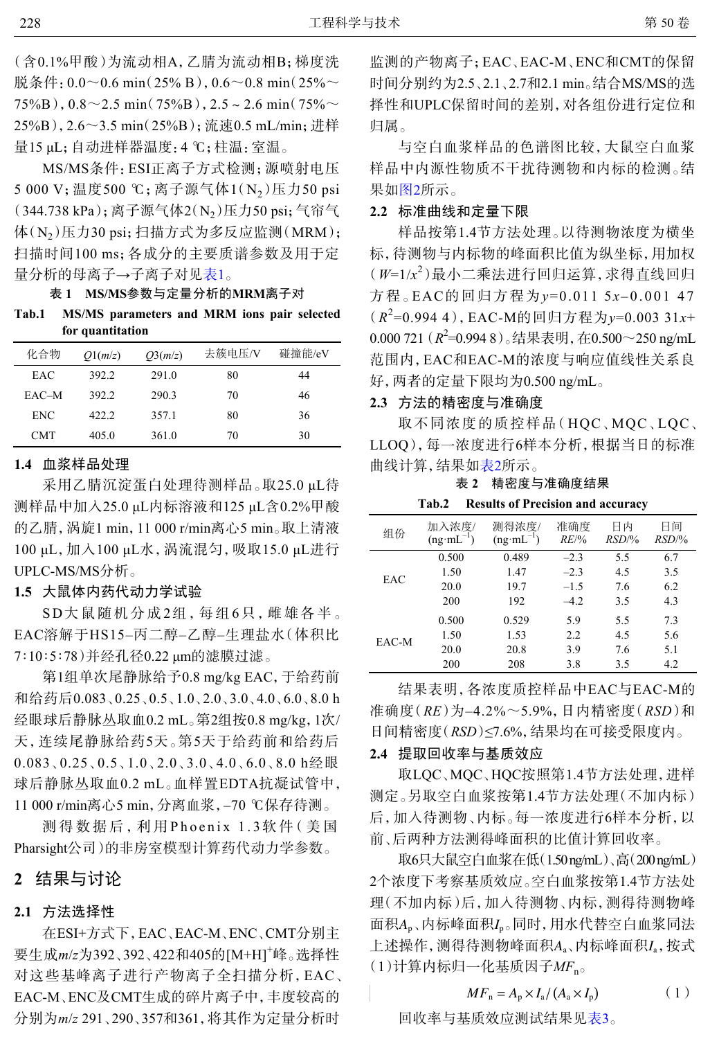(含0.1%甲酸)为流动相A,乙腈为流动相B;梯度洗脱条件:0.0～0.6 min(25% B),0.6～0.8 min(25%～75%B),0.8～2.5 min(75%B),2.5～2.6 min(75%～25%B),2.6～3.5 min(25%B);流速0.5 mL/min;进样量15 μL;自动进样器温度:4 ℃;柱温:室温。

MS/MS条件:ESI正离子方式检测;源喷射电压5 000 V;温度500 ℃;离子源气体1($N_2$)压力50 psi(344.738 kPa);离子源气体2($N_2$)压力50 psi;气帘气体($N_2$)压力30 psi;扫描方式为多反应监测(MRM);扫描时间100 ms;各成分的主要质谱参数及用于定量分析的母离子→子离子对见表1。

**表 1　MS/MS参数与定量分析的MRM离子对**

**Tab.1　MS/MS parameters and MRM ions pair selected for quantitation**

| 化合物 | $Q1(m/z)$ | $Q3(m/z)$ | 去簇电压/V | 碰撞能/eV |
|---|---|---|---|---|
| EAC | 392.2 | 291.0 | 80 | 44 |
| EAC–M | 392.2 | 290.3 | 70 | 46 |
| ENC | 422.2 | 357.1 | 80 | 36 |
| CMT | 405.0 | 361.0 | 70 | 30 |

### 1.4 血浆样品处理

采用乙腈沉淀蛋白处理待测样品。取25.0 μL待测样品中加入25.0 μL内标溶液和125 μL含0.2%甲酸的乙腈,涡旋1 min,11 000 r/min离心5 min。取上清液100 μL,加入100 μL水,涡流混匀,吸取15.0 μL进行UPLC-MS/MS分析。

### 1.5 大鼠体内药代动力学试验

SD大鼠随机分成2组,每组6只,雌雄各半。EAC溶解于HS15–丙二醇–乙醇–生理盐水(体积比7∶10∶5∶78)并经孔径0.22 μm的滤膜过滤。

第1组单次尾静脉给予0.8 mg/kg EAC,于给药前和给药后0.083、0.25、0.5、1.0、2.0、3.0、4.0、6.0、8.0 h经眼球后静脉丛取血0.2 mL。第2组按0.8 mg/kg,1次/天,连续尾静脉给药5天。第5天于给药前和给药后0.083、0.25、0.5、1.0、2.0、3.0、4.0、6.0、8.0 h经眼球后静脉丛取血0.2 mL。血样置EDTA抗凝试管中,11 000 r/min离心5 min,分离血浆,–70 ℃保存待测。

测得数据后,利用Phoenix 1.3软件(美国Pharsight公司)的非房室模型计算药代动力学参数。

## 2 结果与讨论

### 2.1 方法选择性

在ESI+方式下,EAC、EAC-M、ENC、CMT分别主要生成$m/z$为392、392、422和405的$[M+H]^+$峰。选择性对这些基峰离子进行产物离子全扫描分析,EAC、EAC-M、ENC及CMT生成的碎片离子中,丰度较高的分别为$m/z$ 291、290、357和361,将其作为定量分析时监测的产物离子;EAC、EAC-M、ENC和CMT的保留时间分别约为2.5、2.1、2.7和2.1 min。结合MS/MS的选择性和UPLC保留时间的差别,对各组份进行定位和归属。

与空白血浆样品的色谱图比较,大鼠空白血浆样品中内源性物质不干扰待测物和内标的检测。结果如图2所示。

### 2.2 标准曲线和定量下限

样品按第1.4节方法处理。以待测物浓度为横坐标,待测物与内标物的峰面积比值为纵坐标,用加权($W=1/x^2$)最小二乘法进行回归运算,求得直线回归方程。EAC的回归方程为$y=0.011\ 5x-0.001\ 47$($R^2=0.994\ 4$),EAC-M的回归方程为$y=0.003\ 31x+0.000\ 721$($R^2=0.994\ 8$)。结果表明,在0.500～250 ng/mL范围内,EAC和EAC-M的浓度与响应值线性关系良好,两者的定量下限均为0.500 ng/mL。

### 2.3 方法的精密度与准确度

取不同浓度的质控样品(HQC、MQC、LQC、LLOQ),每一浓度进行6样本分析,根据当日的标准曲线计算,结果如表2所示。

**表 2　精密度与准确度结果**

**Tab.2　Results of Precision and accuracy**

| 组份 | 加入浓度/(ng·mL$^{-1}$) | 测得浓度/(ng·mL$^{-1}$) | 准确度 $RE$/% | 日内 $RSD$/% | 日间 $RSD$/% |
|---|---|---|---|---|---|
| EAC | 0.500 | 0.489 | –2.3 | 5.5 | 6.7 |
| | 1.50 | 1.47 | –2.3 | 4.5 | 3.5 |
| | 20.0 | 19.7 | –1.5 | 7.6 | 6.2 |
| | 200 | 192 | –4.2 | 3.5 | 4.3 |
| EAC-M | 0.500 | 0.529 | 5.9 | 5.5 | 7.3 |
| | 1.50 | 1.53 | 2.2 | 4.5 | 5.6 |
| | 20.0 | 20.8 | 3.9 | 7.6 | 5.1 |
| | 200 | 208 | 3.8 | 3.5 | 4.2 |

结果表明,各浓度质控样品中EAC与EAC-M的准确度($RE$)为–4.2%～5.9%,日内精密度($RSD$)和日间精密度($RSD$)≤7.6%,结果均在可接受限度内。

### 2.4 提取回收率与基质效应

取LQC、MQC、HQC按照第1.4节方法处理,进样测定。另取空白血浆按第1.4节方法处理(不加内标)后,加入待测物、内标。每一浓度进行6样本分析,以前、后两种方法测得峰面积的比值计算回收率。

取6只大鼠空白血浆在低(1.50 ng/mL)、高(200 ng/mL)2个浓度下考察基质效应。空白血浆按第1.4节方法处理(不加内标)后,加入待测物、内标,测得待测物峰面积$A_p$、内标峰面积$I_p$。同时,用水代替空白血浆同法上述操作,测得待测物峰面积$A_a$、内标峰面积$I_a$,按式(1)计算内标归一化基质因子$MF_n$。

$$MF_n = A_p \times I_a / (A_a \times I_p) \tag{1}$$

回收率与基质效应测试结果见表3。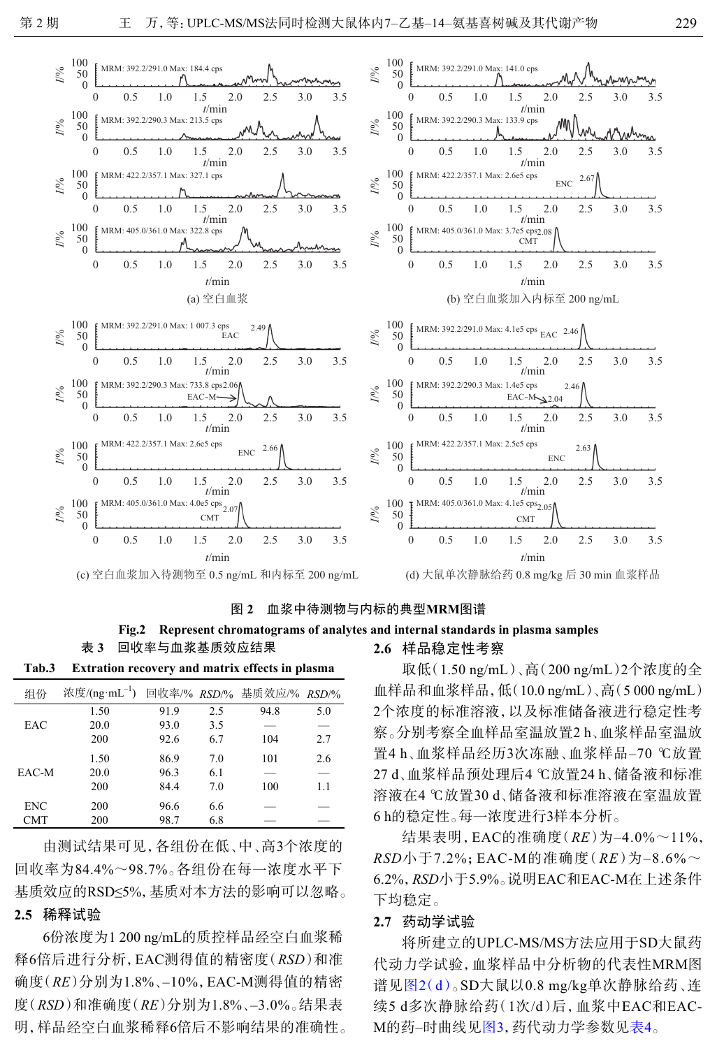图 2　血浆中待测物与内标的典型MRM图谱

**Fig.2　Represent chromatograms of analytes and internal standards in plasma samples**

(a) 空白血浆

(b) 空白血浆加入内标至 200 ng/mL

(c) 空白血浆加入待测物至 0.5 ng/mL 和内标至 200 ng/mL

(d) 大鼠单次静脉给药 0.8 mg/kg 后 30 min 血浆样品

表 3　回收率与血浆基质效应结果

**Tab.3　Extration recovery and matrix effects in plasma**

| 组份 | 浓度/(ng·mL$^{-1}$) | 回收率/% | *RSD*/% | 基质效应/% | *RSD*/% |
|---|---|---|---|---|---|
| EAC | 1.50 | 91.9 | 2.5 | 94.8 | 5.0 |
| | 20.0 | 93.0 | 3.5 | — | — |
| | 200 | 92.6 | 6.7 | 104 | 2.7 |
| EAC-M | 1.50 | 86.9 | 7.0 | 101 | 2.6 |
| | 20.0 | 96.3 | 6.1 | — | — |
| | 200 | 84.4 | 7.0 | 100 | 1.1 |
| ENC | 200 | 96.6 | 6.6 | — | — |
| CMT | 200 | 98.7 | 6.8 | — | — |

由测试结果可见，各组份在低、中、高3个浓度的回收率为84.4%～98.7%。各组份在每一浓度水平下基质效应的RSD≤5%，基质对本方法的影响可以忽略。

## 2.5　稀释试验

6份浓度为1 200 ng/mL的质控样品经空白血浆稀释6倍后进行分析，EAC测得值的精密度（*RSD*）和准确度（*RE*）分别为1.8%、–10%，EAC-M测得值的精密度（*RSD*）和准确度（*RE*）分别为1.8%、–3.0%。结果表明，样品经空白血浆稀释6倍后不影响结果的准确性。

## 2.6　样品稳定性考察

取低（1.50 ng/mL）、高（200 ng/mL）2个浓度的全血样品和血浆样品，低（10.0 ng/mL）、高（5 000 ng/mL）2个浓度的标准溶液，以及标准储备液进行稳定性考察。分别考察全血样品室温放置2 h、血浆样品室温放置4 h、血浆样品经历3次冻融、血浆样品–70 ℃放置27 d、血浆样品预处理后4 ℃放置24 h、储备液和标准溶液在4 ℃放置30 d、储备液和标准溶液在室温放置6 h的稳定性。每一浓度进行3样本分析。

结果表明，EAC的准确度（*RE*）为–4.0%～11%，*RSD*小于7.2%；EAC-M的准确度（*RE*）为–8.6%～6.2%，*RSD*小于5.9%。说明EAC和EAC-M在上述条件下均稳定。

## 2.7　药动学试验

将所建立的UPLC-MS/MS方法应用于SD大鼠药代动力学试验，血浆样品中分析物的代表性MRM图谱见图2（d）。SD大鼠以0.8 mg/kg单次静脉给药、连续5 d多次静脉给药（1次/d）后，血浆中EAC和EAC-M的药–时曲线见图3，药代动力学参数见表4。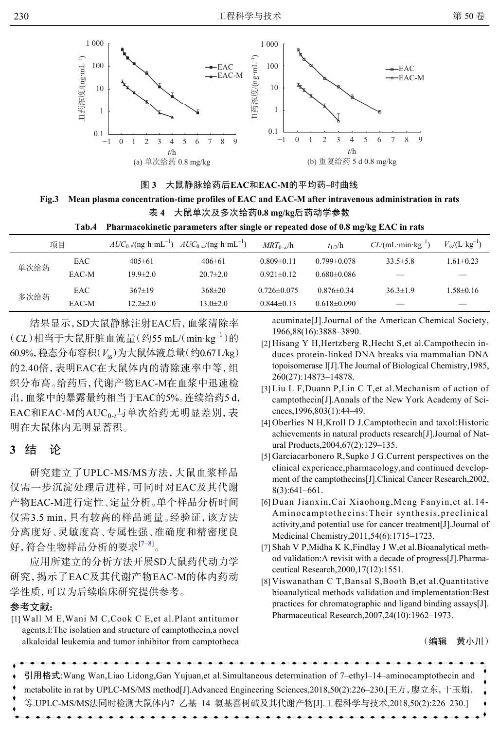1 000

100

10

1

0.1

血药浓度/(ng·mL$^{-1}$)

−1 0 1 2 3 4 5 6 7 8 9

$t$/h

EAC

EAC-M

(a) 单次给药 0.8 mg/kg

1 000

100

10

1

0.1

血药浓度/(ng·mL$^{-1}$)

−1 0 1 2 3 4 5 6 7 8 9

$t$/h

EAC

EAC-M

(b) 重复给药 5 d 0.8 mg/kg

图 3 大鼠静脉给药后EAC和EAC-M的平均药–时曲线

Fig.3 Mean plasma concentration-time profiles of EAC and EAC-M after intravenous administration in rats

表 4 大鼠单次及多次给药0.8 mg/kg后药动学参数

Tab.4 Pharmacokinetic parameters after single or repeated dose of 0.8 mg/kg EAC in rats

| 项目 | | $AUC_{0\text{-}t}$/(ng·h·mL$^{-1}$) | $AUC_{0\text{-}\infty}$/(ng·h·mL$^{-1}$) | $MRT_{0\text{-}\infty}$/h | $t_{1/2}$/h | $CL$/(mL·min·kg$^{-1}$) | $V_{ss}$/(L·kg$^{-1}$) |
|---|---|---|---|---|---|---|---|
| 单次给药 | EAC | 405±61 | 406±61 | 0.809±0.11 | 0.799±0.078 | 33.5±5.8 | 1.61±0.23 |
| | EAC-M | 19.9±2.0 | 20.7±2.0 | 0.921±0.12 | 0.680±0.086 | — | — |
| 多次给药 | EAC | 367±19 | 368±20 | 0.726±0.075 | 0.876±0.34 | 36.3±1.9 | 1.58±0.16 |
| | EAC-M | 12.2±2.0 | 13.0±2.0 | 0.844±0.13 | 0.618±0.090 | — | — |

结果显示，SD大鼠静脉注射EAC后，血浆清除率（$CL$）相当于大鼠肝脏血流量（约55 mL/(min·kg$^{-1}$)的60.9%，稳态分布容积（$V_{ss}$）为大鼠体液总量（约0.67 L/kg）的2.40倍，表明EAC在大鼠体内的清除速率中等，组织分布高。给药后，代谢产物EAC-M在血浆中迅速检出，血浆中的暴露量约相当于EAC的5%。连续给药5 d，EAC和EAC-M的$AUC_{0\text{-}t}$与单次给药无明显差别，表明在大鼠体内无明显蓄积。

## 3 结　论

研究建立了UPLC-MS/MS方法，大鼠血浆样品仅需一步沉淀处理后进样，可同时对EAC及其代谢产物EAC-M进行定性、定量分析。单个样品分析时间仅需3.5 min，具有较高的样品通量。经验证，该方法分离度好、灵敏度高、专属性强、准确度和精密度良好，符合生物样品分析的要求[7–8]。

应用所建立的分析方法开展SD大鼠药代动力学研究，揭示了EAC及其代谢产物EAC-M的体内药动学性质，可以为后续临床研究提供参考。

**参考文献:**

[1] Wall M E,Wani M C,Cook C E,et al.Plant antitumor agents.I:The isolation and structure of camptothecin,a novel alkaloidal leukemia and tumor inhibitor from camptotheca acuminate[J].Journal of the American Chemical Society,1966,88(16):3888–3890.

[2] Hisang Y H,Hertzberg R,Hecht S,et al.Campothecin induces protein-linked DNA breaks via mammalian DNA topoisomerase I[J].The Journal of Biological Chemistry,1985,260(27):14873–14878.

[3] Liu L F,Duann P,Lin C T,et al.Mechanism of action of camptothecin[J].Annals of the New York Academy of Sciences,1996,803(1):44–49.

[4] Oberlies N H,Kroll D J.Camptothecin and taxol:Historic achievements in natural products research[J].Journal of Natural Products,2004,67(2):129–135.

[5] Garciacarbonero R,Supko J G.Current perspectives on the clinical experience,pharmacology,and continued development of the camptothecins[J].Clinical Cancer Research,2002,8(3):641–661.

[6] Duan Jianxin,Cai Xiaohong,Meng Fanyin,et al.14-Aminocamptothecins:Their synthesis,preclinical activity,and potential use for cancer treatment[J].Journal of Medicinal Chemistry,2011,54(6):1715–1723.

[7] Shah V P,Midha K K,Findlay J W,et al.Bioanalytical method validation:A revisit with a decade of progress[J].Pharmaceutical Research,2000,17(12):1551.

[8] Viswanathan C T,Bansal S,Booth B,et al.Quantitative bioanalytical methods validation and implementation:Best practices for chromatographic and ligand binding assays[J].Pharmaceutical Research,2007,24(10):1962–1973.

（编辑　黄小川）

引用格式:Wang Wan,Liao Lidong,Gan Yujuan,et al.Simultaneous determination of 7–ethyl–14–aminocamptothecin and metabolite in rat by UPLC-MS/MS method[J].Advanced Engineering Sciences,2018,50(2):226–230.[王万，廖立东，干玉娟，等.UPLC-MS/MS法同时检测大鼠体内7–乙基–14–氨基喜树碱及其代谢产物[J].工程科学与技术,2018,50(2):226–230.]